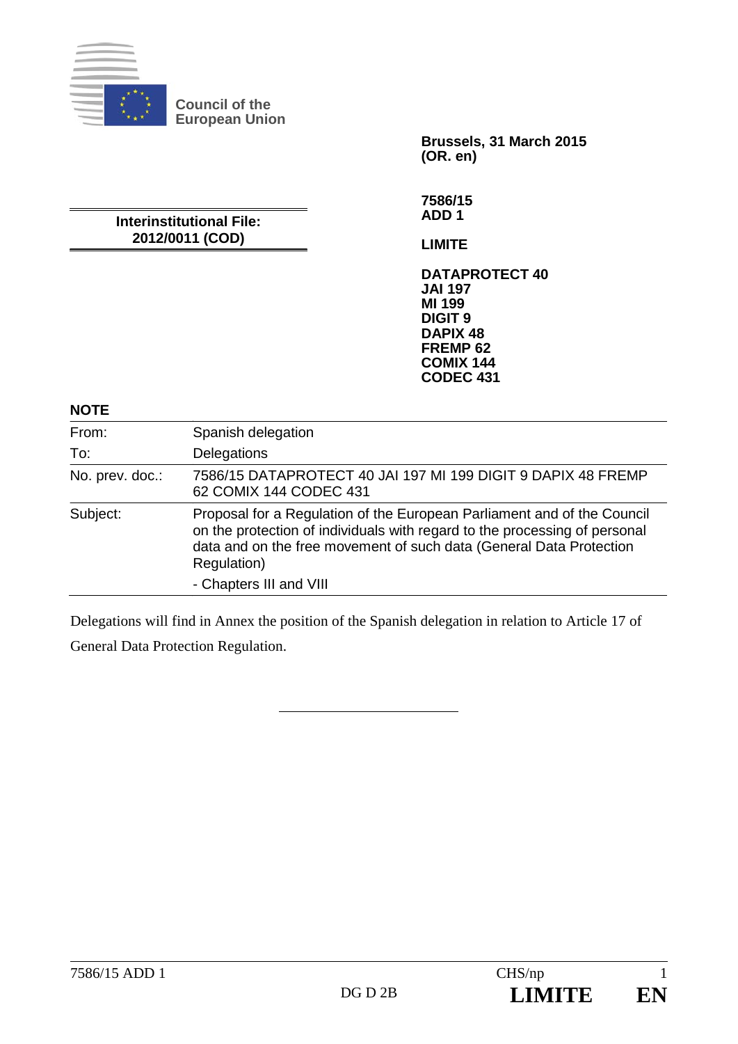**Council of the European Union**

**Brussels, 31 March 2015**
**(OR. en)**

**Interinstitutional File:**
**2012/0011 (COD)**

**7586/15**
**ADD 1**

**LIMITE**

**DATAPROTECT 40**
**JAI 197**
**MI 199**
**DIGIT 9**
**DAPIX 48**
**FREMP 62**
**COMIX 144**
**CODEC 431**

**NOTE**

| | |
|---|---|
| From: | Spanish delegation |
| To: | Delegations |
| No. prev. doc.: | 7586/15 DATAPROTECT 40 JAI 197 MI 199 DIGIT 9 DAPIX 48 FREMP 62 COMIX 144 CODEC 431 |
| Subject: | Proposal for a Regulation of the European Parliament and of the Council on the protection of individuals with regard to the processing of personal data and on the free movement of such data (General Data Protection Regulation)<br>- Chapters III and VIII |

Delegations will find in Annex the position of the Spanish delegation in relation to Article 17 of General Data Protection Regulation.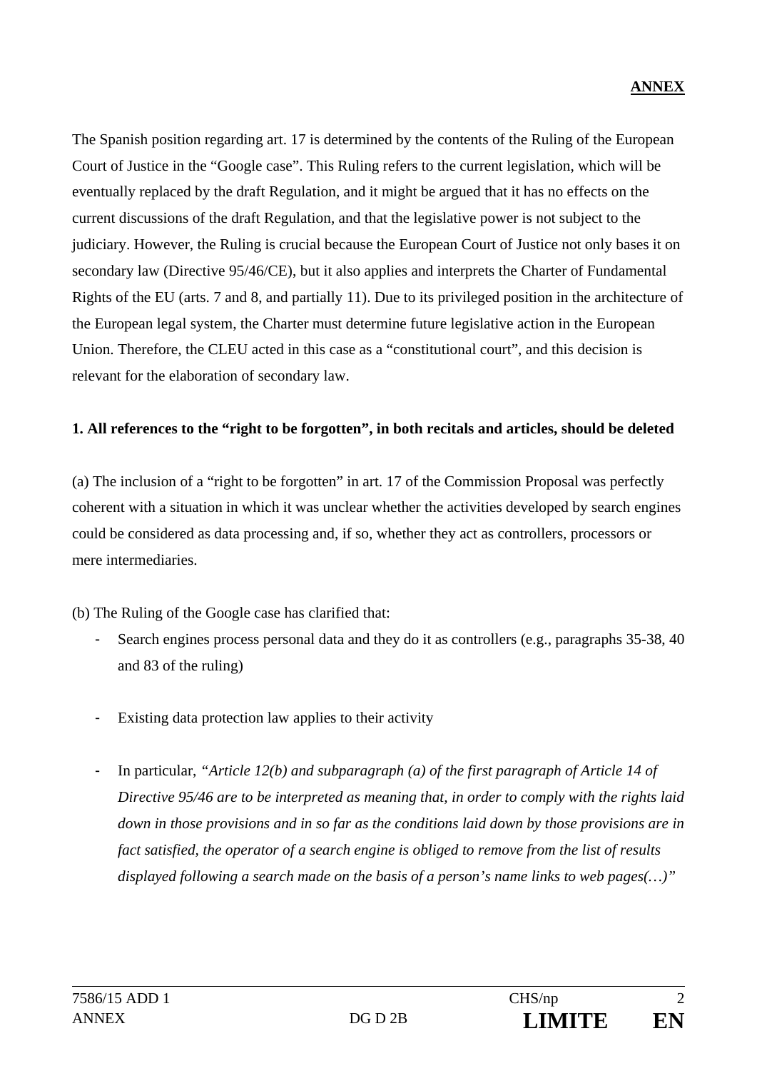**ANNEX**

The Spanish position regarding art. 17 is determined by the contents of the Ruling of the European Court of Justice in the "Google case". This Ruling refers to the current legislation, which will be eventually replaced by the draft Regulation, and it might be argued that it has no effects on the current discussions of the draft Regulation, and that the legislative power is not subject to the judiciary. However, the Ruling is crucial because the European Court of Justice not only bases it on secondary law (Directive 95/46/CE), but it also applies and interprets the Charter of Fundamental Rights of the EU (arts. 7 and 8, and partially 11). Due to its privileged position in the architecture of the European legal system, the Charter must determine future legislative action in the European Union. Therefore, the CLEU acted in this case as a "constitutional court", and this decision is relevant for the elaboration of secondary law.

**1. All references to the "right to be forgotten", in both recitals and articles, should be deleted**

(a) The inclusion of a "right to be forgotten" in art. 17 of the Commission Proposal was perfectly coherent with a situation in which it was unclear whether the activities developed by search engines could be considered as data processing and, if so, whether they act as controllers, processors or mere intermediaries.

(b) The Ruling of the Google case has clarified that:

- Search engines process personal data and they do it as controllers (e.g., paragraphs 35-38, 40 and 83 of the ruling)
- Existing data protection law applies to their activity
- In particular, *"Article 12(b) and subparagraph (a) of the first paragraph of Article 14 of Directive 95/46 are to be interpreted as meaning that, in order to comply with the rights laid down in those provisions and in so far as the conditions laid down by those provisions are in fact satisfied, the operator of a search engine is obliged to remove from the list of results displayed following a search made on the basis of a person's name links to web pages(…)"*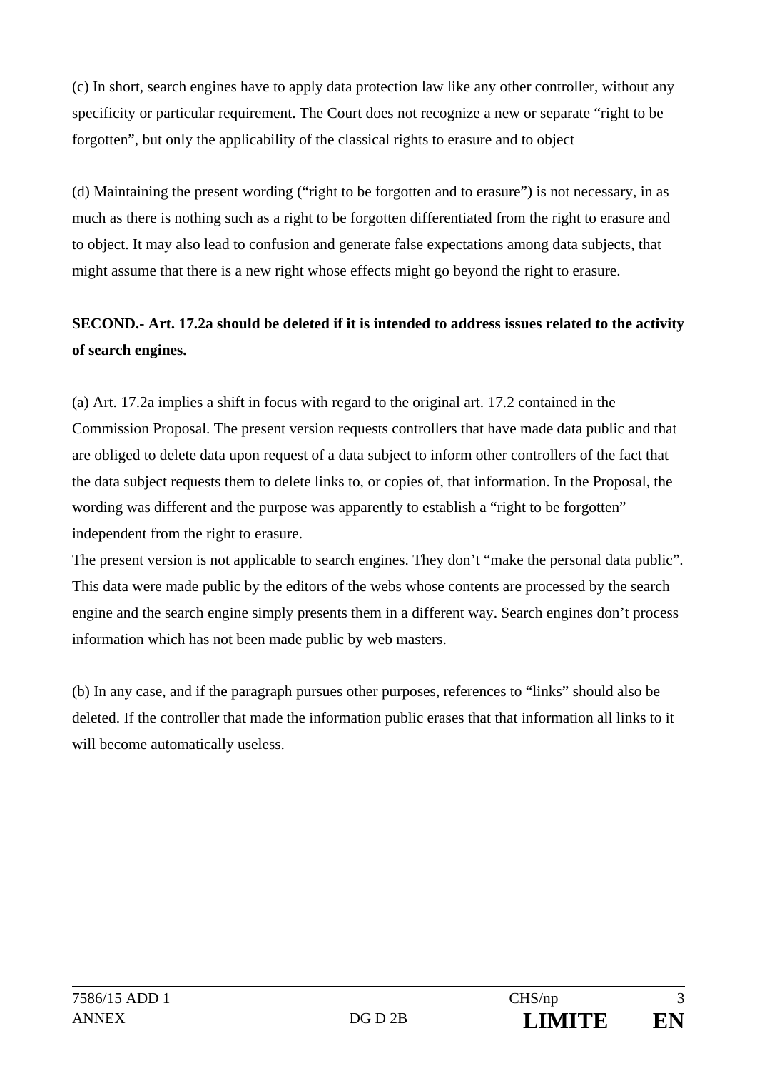(c) In short, search engines have to apply data protection law like any other controller, without any specificity or particular requirement. The Court does not recognize a new or separate "right to be forgotten", but only the applicability of the classical rights to erasure and to object

(d) Maintaining the present wording ("right to be forgotten and to erasure") is not necessary, in as much as there is nothing such as a right to be forgotten differentiated from the right to erasure and to object. It may also lead to confusion and generate false expectations among data subjects, that might assume that there is a new right whose effects might go beyond the right to erasure.

**SECOND.- Art. 17.2a should be deleted if it is intended to address issues related to the activity of search engines.**

(a) Art. 17.2a implies a shift in focus with regard to the original art. 17.2 contained in the Commission Proposal. The present version requests controllers that have made data public and that are obliged to delete data upon request of a data subject to inform other controllers of the fact that the data subject requests them to delete links to, or copies of, that information. In the Proposal, the wording was different and the purpose was apparently to establish a "right to be forgotten" independent from the right to erasure.
The present version is not applicable to search engines. They don't "make the personal data public". This data were made public by the editors of the webs whose contents are processed by the search engine and the search engine simply presents them in a different way. Search engines don't process information which has not been made public by web masters.

(b) In any case, and if the paragraph pursues other purposes, references to "links" should also be deleted. If the controller that made the information public erases that that information all links to it will become automatically useless.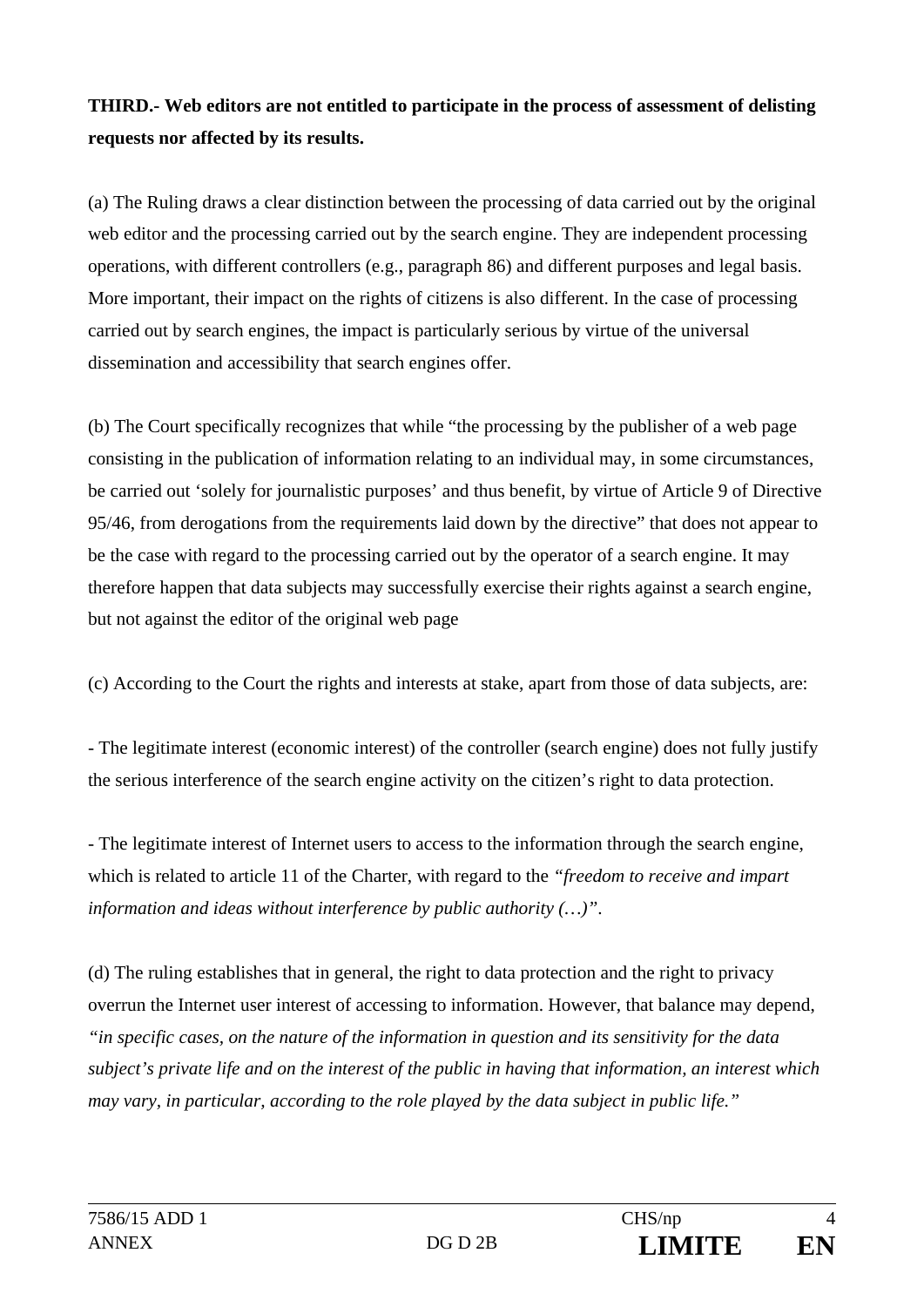**THIRD.- Web editors are not entitled to participate in the process of assessment of delisting requests nor affected by its results.**

(a) The Ruling draws a clear distinction between the processing of data carried out by the original web editor and the processing carried out by the search engine. They are independent processing operations, with different controllers (e.g., paragraph 86) and different purposes and legal basis. More important, their impact on the rights of citizens is also different. In the case of processing carried out by search engines, the impact is particularly serious by virtue of the universal dissemination and accessibility that search engines offer.

(b) The Court specifically recognizes that while "the processing by the publisher of a web page consisting in the publication of information relating to an individual may, in some circumstances, be carried out 'solely for journalistic purposes' and thus benefit, by virtue of Article 9 of Directive 95/46, from derogations from the requirements laid down by the directive" that does not appear to be the case with regard to the processing carried out by the operator of a search engine. It may therefore happen that data subjects may successfully exercise their rights against a search engine, but not against the editor of the original web page

(c) According to the Court the rights and interests at stake, apart from those of data subjects, are:

- The legitimate interest (economic interest) of the controller (search engine) does not fully justify the serious interference of the search engine activity on the citizen's right to data protection.

- The legitimate interest of Internet users to access to the information through the search engine, which is related to article 11 of the Charter, with regard to the *"freedom to receive and impart information and ideas without interference by public authority (…)"*.

(d) The ruling establishes that in general, the right to data protection and the right to privacy overrun the Internet user interest of accessing to information. However, that balance may depend, *"in specific cases, on the nature of the information in question and its sensitivity for the data subject's private life and on the interest of the public in having that information, an interest which may vary, in particular, according to the role played by the data subject in public life."*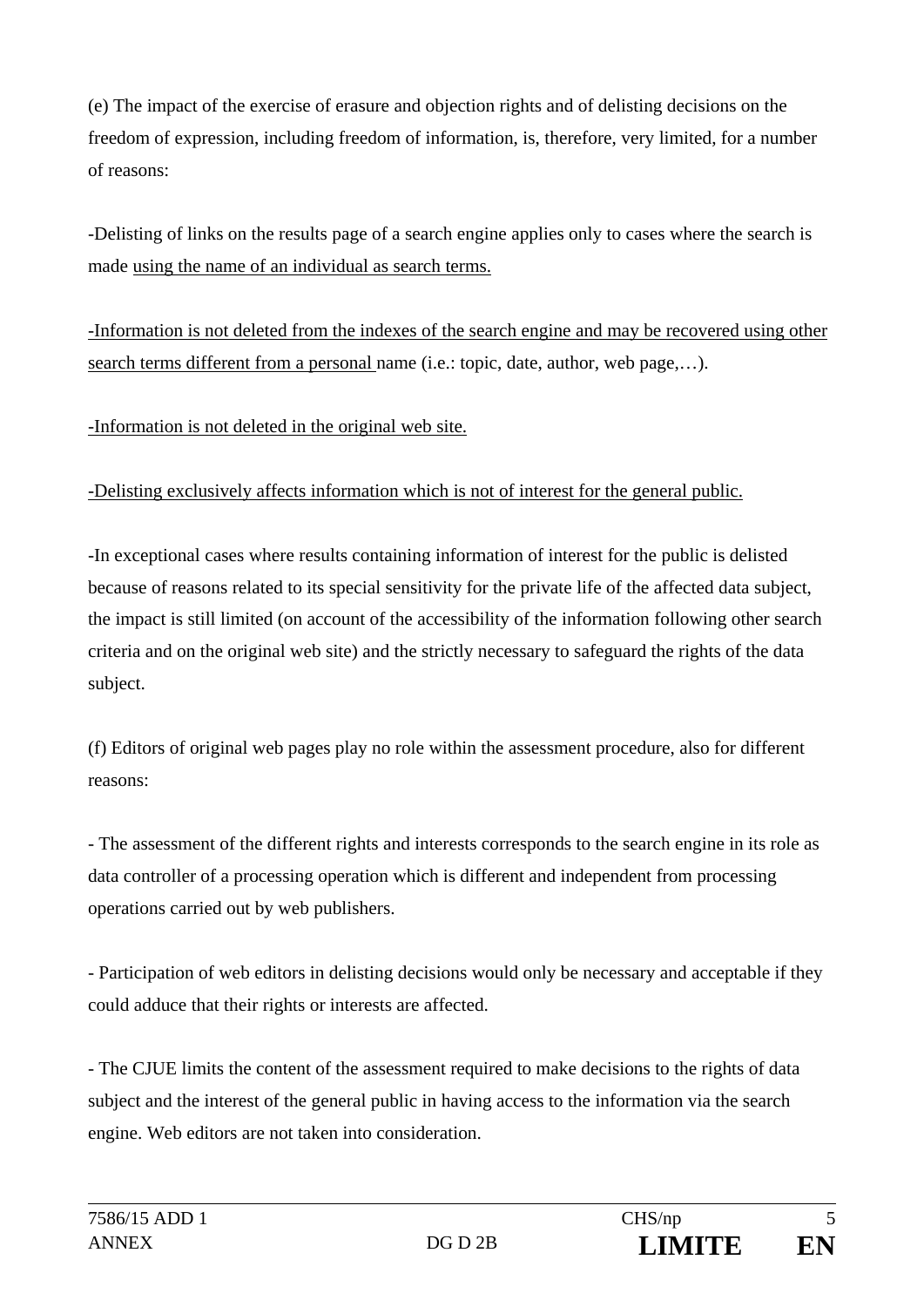(e) The impact of the exercise of erasure and objection rights and of delisting decisions on the freedom of expression, including freedom of information, is, therefore, very limited, for a number of reasons:

-Delisting of links on the results page of a search engine applies only to cases where the search is made <u>using the name of an individual as search terms.</u>

<u>-Information is not deleted from the indexes of the search engine and may be recovered using other search terms different from a personal</u> name (i.e.: topic, date, author, web page,…).

<u>-Information is not deleted in the original web site.</u>

<u>-Delisting exclusively affects information which is not of interest for the general public.</u>

-In exceptional cases where results containing information of interest for the public is delisted because of reasons related to its special sensitivity for the private life of the affected data subject, the impact is still limited (on account of the accessibility of the information following other search criteria and on the original web site) and the strictly necessary to safeguard the rights of the data subject.

(f) Editors of original web pages play no role within the assessment procedure, also for different reasons:

- The assessment of the different rights and interests corresponds to the search engine in its role as data controller of a processing operation which is different and independent from processing operations carried out by web publishers.

- Participation of web editors in delisting decisions would only be necessary and acceptable if they could adduce that their rights or interests are affected.

- The CJUE limits the content of the assessment required to make decisions to the rights of data subject and the interest of the general public in having access to the information via the search engine. Web editors are not taken into consideration.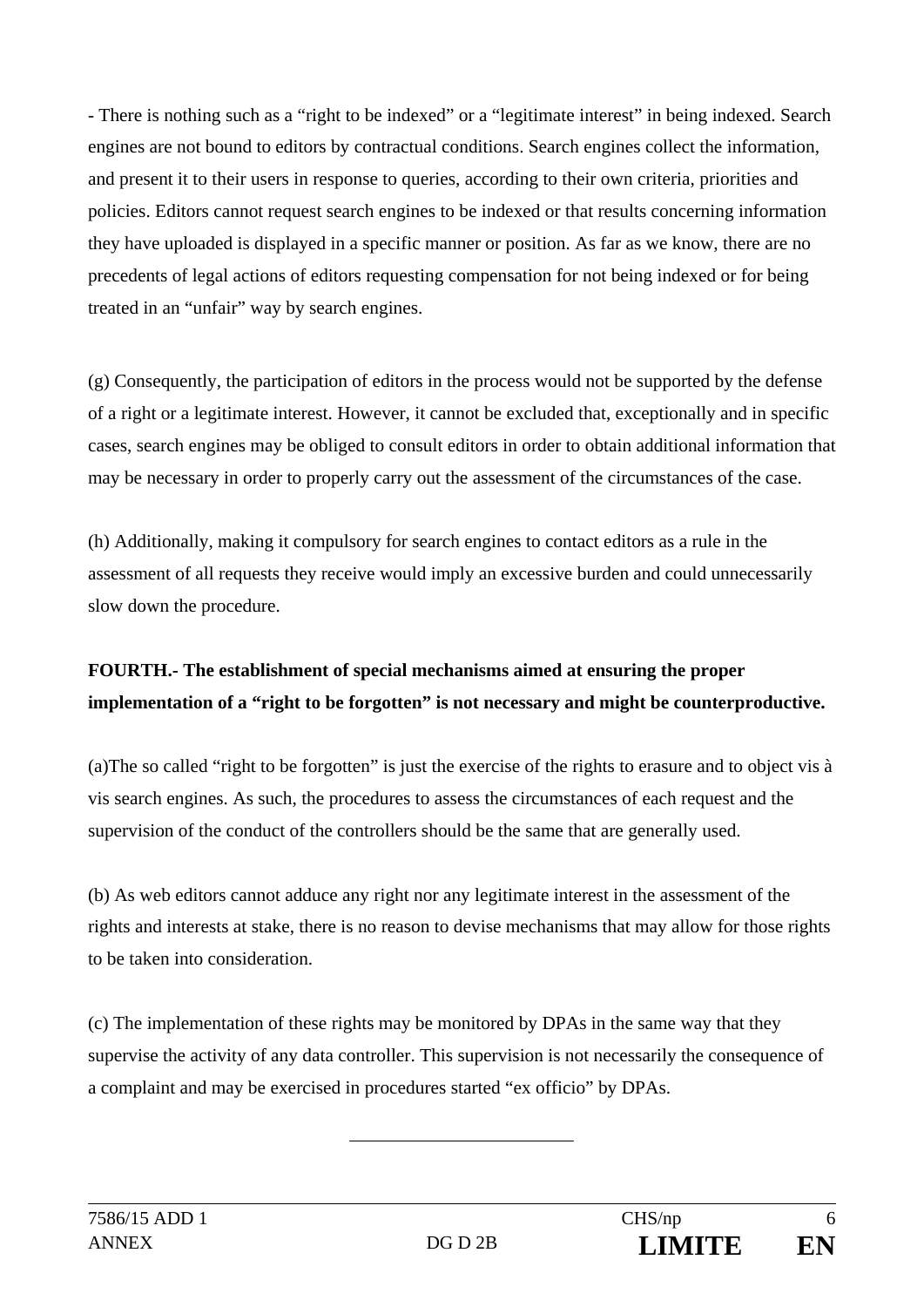- There is nothing such as a "right to be indexed" or a "legitimate interest" in being indexed. Search engines are not bound to editors by contractual conditions. Search engines collect the information, and present it to their users in response to queries, according to their own criteria, priorities and policies. Editors cannot request search engines to be indexed or that results concerning information they have uploaded is displayed in a specific manner or position. As far as we know, there are no precedents of legal actions of editors requesting compensation for not being indexed or for being treated in an "unfair" way by search engines.

(g) Consequently, the participation of editors in the process would not be supported by the defense of a right or a legitimate interest. However, it cannot be excluded that, exceptionally and in specific cases, search engines may be obliged to consult editors in order to obtain additional information that may be necessary in order to properly carry out the assessment of the circumstances of the case.

(h) Additionally, making it compulsory for search engines to contact editors as a rule in the assessment of all requests they receive would imply an excessive burden and could unnecessarily slow down the procedure.

**FOURTH.- The establishment of special mechanisms aimed at ensuring the proper implementation of a "right to be forgotten" is not necessary and might be counterproductive.**

(a)The so called "right to be forgotten" is just the exercise of the rights to erasure and to object vis à vis search engines. As such, the procedures to assess the circumstances of each request and the supervision of the conduct of the controllers should be the same that are generally used.

(b) As web editors cannot adduce any right nor any legitimate interest in the assessment of the rights and interests at stake, there is no reason to devise mechanisms that may allow for those rights to be taken into consideration.

(c) The implementation of these rights may be monitored by DPAs in the same way that they supervise the activity of any data controller. This supervision is not necessarily the consequence of a complaint and may be exercised in procedures started "ex officio" by DPAs.